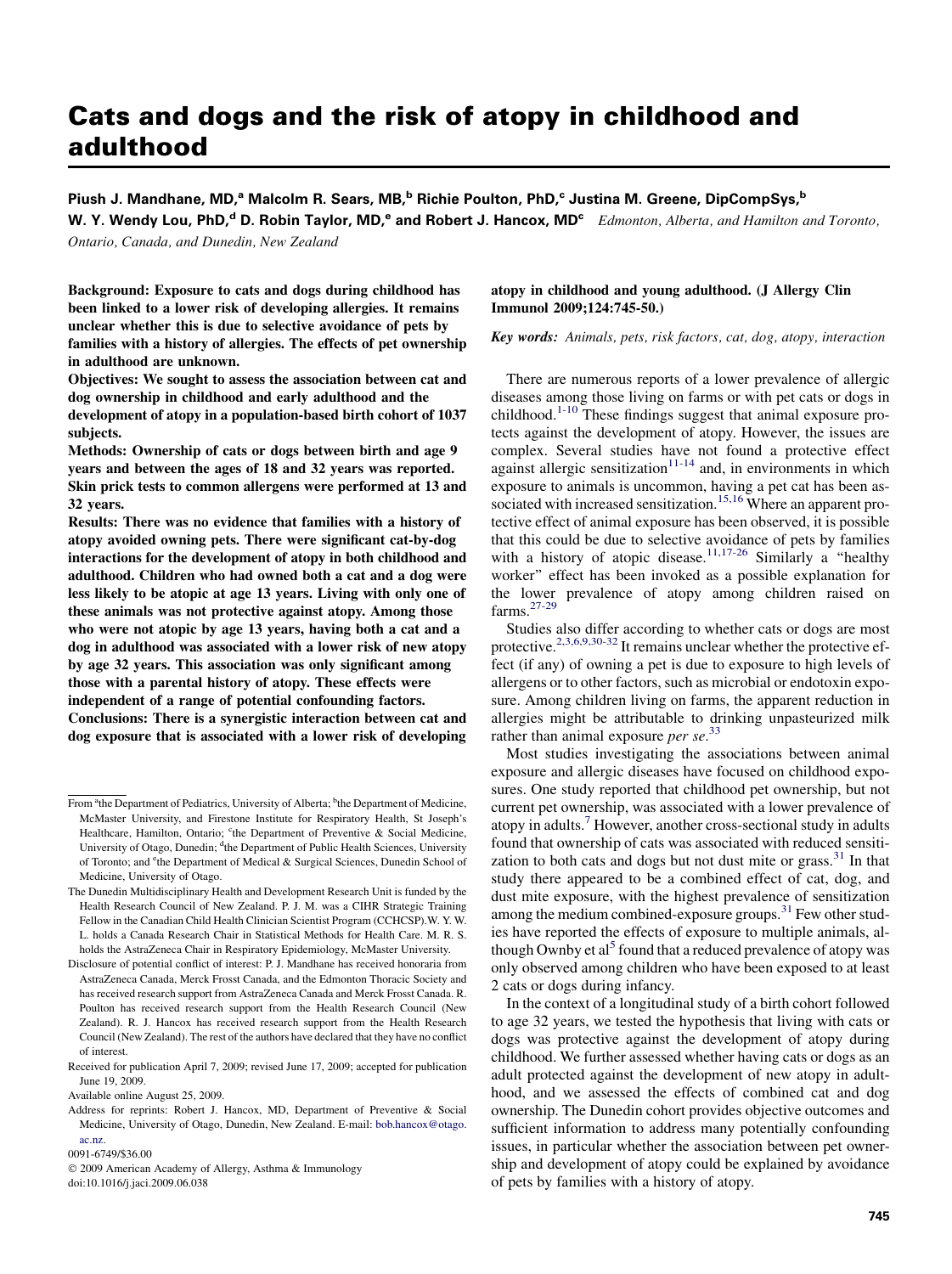# Cats and dogs and the risk of atopy in childhood and adulthood

**Piush J. Mandhane, MD,[a] Malcolm R. Sears, MB,[b] Richie Poulton, PhD,[c] Justina M. Greene, DipCompSys,[b] W. Y. Wendy Lou, PhD,[d] D. Robin Taylor, MD,[e] and Robert J. Hancox, MD[c]** *Edmonton, Alberta, and Hamilton and Toronto, Ontario, Canada, and Dunedin, New Zealand*

**Background: Exposure to cats and dogs during childhood has been linked to a lower risk of developing allergies. It remains unclear whether this is due to selective avoidance of pets by families with a history of allergies. The effects of pet ownership in adulthood are unknown.**

**Objectives: We sought to assess the association between cat and dog ownership in childhood and early adulthood and the development of atopy in a population-based birth cohort of 1037 subjects.**

**Methods: Ownership of cats or dogs between birth and age 9 years and between the ages of 18 and 32 years was reported. Skin prick tests to common allergens were performed at 13 and 32 years.**

**Results: There was no evidence that families with a history of atopy avoided owning pets. There were significant cat-by-dog interactions for the development of atopy in both childhood and adulthood. Children who had owned both a cat and a dog were less likely to be atopic at age 13 years. Living with only one of these animals was not protective against atopy. Among those who were not atopic by age 13 years, having both a cat and a dog in adulthood was associated with a lower risk of new atopy by age 32 years. This association was only significant among those with a parental history of atopy. These effects were independent of a range of potential confounding factors.**

**Conclusions: There is a synergistic interaction between cat and dog exposure that is associated with a lower risk of developing atopy in childhood and young adulthood. (J Allergy Clin Immunol 2009;124:745-50.)**

***Key words:** Animals, pets, risk factors, cat, dog, atopy, interaction*

There are numerous reports of a lower prevalence of allergic diseases among those living on farms or with pet cats or dogs in childhood.[1-10] These findings suggest that animal exposure protects against the development of atopy. However, the issues are complex. Several studies have not found a protective effect against allergic sensitization[11-14] and, in environments in which exposure to animals is uncommon, having a pet cat has been associated with increased sensitization.[15,16] Where an apparent protective effect of animal exposure has been observed, it is possible that this could be due to selective avoidance of pets by families with a history of atopic disease.[11,17-26] Similarly a "healthy worker" effect has been invoked as a possible explanation for the lower prevalence of atopy among children raised on farms.[27-29]

Studies also differ according to whether cats or dogs are most protective.[2,3,6,9,30-32] It remains unclear whether the protective effect (if any) of owning a pet is due to exposure to high levels of allergens or to other factors, such as microbial or endotoxin exposure. Among children living on farms, the apparent reduction in allergies might be attributable to drinking unpasteurized milk rather than animal exposure *per se*.[33]

Most studies investigating the associations between animal exposure and allergic diseases have focused on childhood exposures. One study reported that childhood pet ownership, but not current pet ownership, was associated with a lower prevalence of atopy in adults.[7] However, another cross-sectional study in adults found that ownership of cats was associated with reduced sensitization to both cats and dogs but not dust mite or grass.[31] In that study there appeared to be a combined effect of cat, dog, and dust mite exposure, with the highest prevalence of sensitization among the medium combined-exposure groups.[31] Few other studies have reported the effects of exposure to multiple animals, although Ownby et al[5] found that a reduced prevalence of atopy was only observed among children who have been exposed to at least 2 cats or dogs during infancy.

In the context of a longitudinal study of a birth cohort followed to age 32 years, we tested the hypothesis that living with cats or dogs was protective against the development of atopy during childhood. We further assessed whether having cats or dogs as an adult protected against the development of new atopy in adulthood, and we assessed the effects of combined cat and dog ownership. The Dunedin cohort provides objective outcomes and sufficient information to address many potentially confounding issues, in particular whether the association between pet ownership and development of atopy could be explained by avoidance of pets by families with a history of atopy.

From [a]the Department of Pediatrics, University of Alberta; [b]the Department of Medicine, McMaster University, and Firestone Institute for Respiratory Health, St Joseph's Healthcare, Hamilton, Ontario; [c]the Department of Preventive & Social Medicine, University of Otago, Dunedin; [d]the Department of Public Health Sciences, University of Toronto; and [e]the Department of Medical & Surgical Sciences, Dunedin School of Medicine, University of Otago.

The Dunedin Multidisciplinary Health and Development Research Unit is funded by the Health Research Council of New Zealand. P. J. M. was a CIHR Strategic Training Fellow in the Canadian Child Health Clinician Scientist Program (CCHCSP). W. Y. W. L. holds a Canada Research Chair in Statistical Methods for Health Care. M. R. S. holds the AstraZeneca Chair in Respiratory Epidemiology, McMaster University.

Disclosure of potential conflict of interest: P. J. Mandhane has received honoraria from AstraZeneca Canada, Merck Frosst Canada, and the Edmonton Thoracic Society and has received research support from AstraZeneca Canada and Merck Frosst Canada. R. Poulton has received research support from the Health Research Council (New Zealand). R. J. Hancox has received research support from the Health Research Council (New Zealand). The rest of the authors have declared that they have no conflict of interest.

Received for publication April 7, 2009; revised June 17, 2009; accepted for publication June 19, 2009.

Available online August 25, 2009.

Address for reprints: Robert J. Hancox, MD, Department of Preventive & Social Medicine, University of Otago, Dunedin, New Zealand. E-mail: bob.hancox@otago.ac.nz.

0091-6749/$36.00

© 2009 American Academy of Allergy, Asthma & Immunology

doi:10.1016/j.jaci.2009.06.038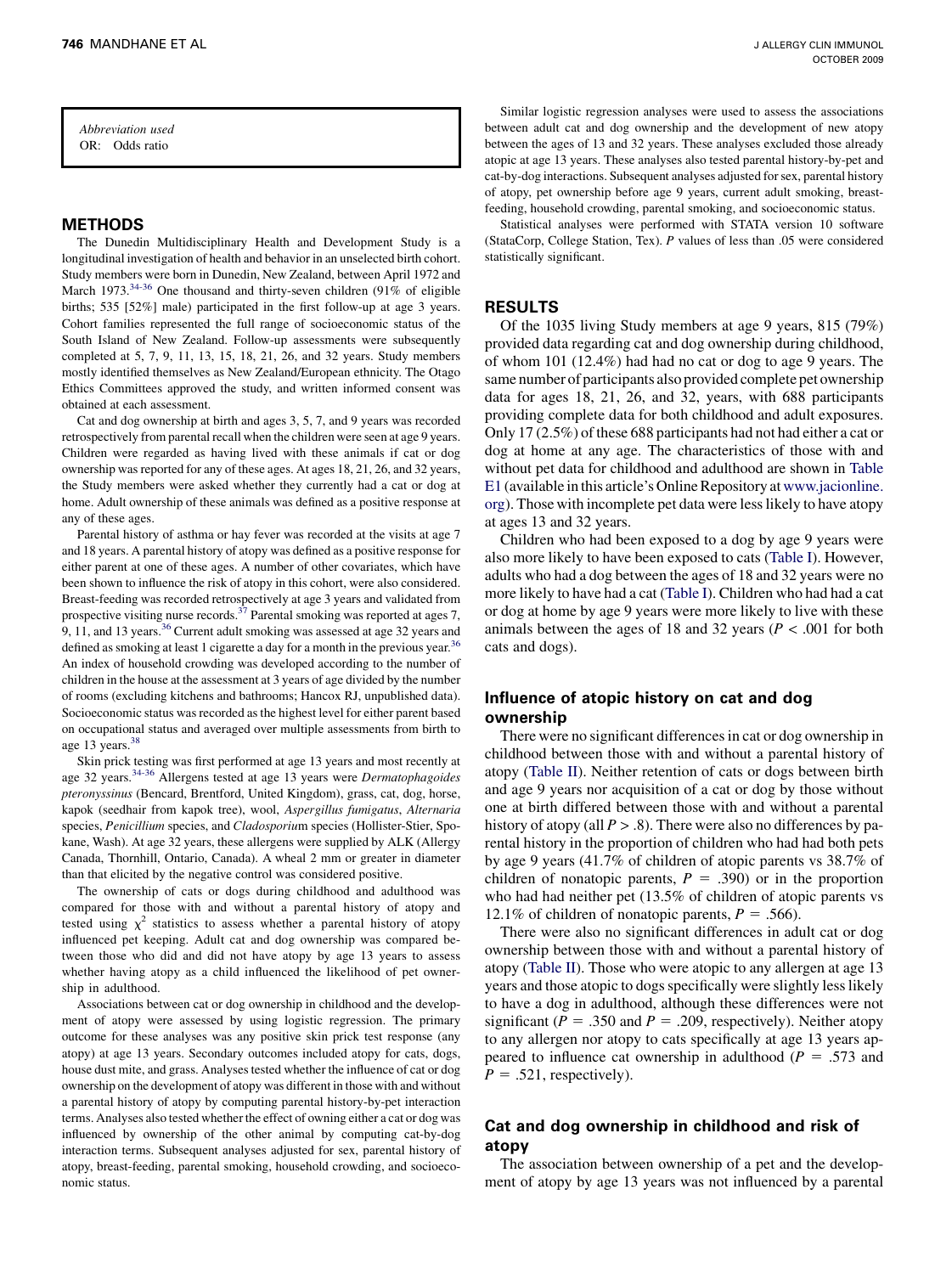Abbreviation used
OR: Odds ratio

## METHODS

The Dunedin Multidisciplinary Health and Development Study is a longitudinal investigation of health and behavior in an unselected birth cohort. Study members were born in Dunedin, New Zealand, between April 1972 and March 1973.[34-36] One thousand and thirty-seven children (91% of eligible births; 535 [52%] male) participated in the first follow-up at age 3 years. Cohort families represented the full range of socioeconomic status of the South Island of New Zealand. Follow-up assessments were subsequently completed at 5, 7, 9, 11, 13, 15, 18, 21, 26, and 32 years. Study members mostly identified themselves as New Zealand/European ethnicity. The Otago Ethics Committees approved the study, and written informed consent was obtained at each assessment.

Cat and dog ownership at birth and ages 3, 5, 7, and 9 years was recorded retrospectively from parental recall when the children were seen at age 9 years. Children were regarded as having lived with these animals if cat or dog ownership was reported for any of these ages. At ages 18, 21, 26, and 32 years, the Study members were asked whether they currently had a cat or dog at home. Adult ownership of these animals was defined as a positive response at any of these ages.

Parental history of asthma or hay fever was recorded at the visits at age 7 and 18 years. A parental history of atopy was defined as a positive response for either parent at one of these ages. A number of other covariates, which have been shown to influence the risk of atopy in this cohort, were also considered. Breast-feeding was recorded retrospectively at age 3 years and validated from prospective visiting nurse records.[37] Parental smoking was reported at ages 7, 9, 11, and 13 years.[36] Current adult smoking was assessed at age 32 years and defined as smoking at least 1 cigarette a day for a month in the previous year.[36] An index of household crowding was developed according to the number of children in the house at the assessment at 3 years of age divided by the number of rooms (excluding kitchens and bathrooms; Hancox RJ, unpublished data). Socioeconomic status was recorded as the highest level for either parent based on occupational status and averaged over multiple assessments from birth to age 13 years.[38]

Skin prick testing was first performed at age 13 years and most recently at age 32 years.[34-36] Allergens tested at age 13 years were *Dermatophagoides pteronyssinus* (Bencard, Brentford, United Kingdom), grass, cat, dog, horse, kapok (seedhair from kapok tree), wool, *Aspergillus fumigatus*, *Alternaria* species, *Penicillium* species, and *Cladosporium* species (Hollister-Stier, Spokane, Wash). At age 32 years, these allergens were supplied by ALK (Allergy Canada, Thornhill, Ontario, Canada). A wheal 2 mm or greater in diameter than that elicited by the negative control was considered positive.

The ownership of cats or dogs during childhood and adulthood was compared for those with and without a parental history of atopy and tested using $\chi^2$ statistics to assess whether a parental history of atopy influenced pet keeping. Adult cat and dog ownership was compared between those who did and did not have atopy by age 13 years to assess whether having atopy as a child influenced the likelihood of pet ownership in adulthood.

Associations between cat or dog ownership in childhood and the development of atopy were assessed by using logistic regression. The primary outcome for these analyses was any positive skin prick test response (any atopy) at age 13 years. Secondary outcomes included atopy for cats, dogs, house dust mite, and grass. Analyses tested whether the influence of cat or dog ownership on the development of atopy was different in those with and without a parental history of atopy by computing parental history-by-pet interaction terms. Analyses also tested whether the effect of owning either a cat or dog was influenced by ownership of the other animal by computing cat-by-dog interaction terms. Subsequent analyses adjusted for sex, parental history of atopy, breast-feeding, parental smoking, household crowding, and socioeconomic status.

Similar logistic regression analyses were used to assess the associations between adult cat and dog ownership and the development of new atopy between the ages of 13 and 32 years. These analyses excluded those already atopic at age 13 years. These analyses also tested parental history-by-pet and cat-by-dog interactions. Subsequent analyses adjusted for sex, parental history of atopy, pet ownership before age 9 years, current adult smoking, breast-feeding, household crowding, parental smoking, and socioeconomic status.

Statistical analyses were performed with STATA version 10 software (StataCorp, College Station, Tex). *P* values of less than .05 were considered statistically significant.

## RESULTS

Of the 1035 living Study members at age 9 years, 815 (79%) provided data regarding cat and dog ownership during childhood, of whom 101 (12.4%) had had no cat or dog to age 9 years. The same number of participants also provided complete pet ownership data for ages 18, 21, 26, and 32, years, with 688 participants providing complete data for both childhood and adult exposures. Only 17 (2.5%) of these 688 participants had not had either a cat or dog at home at any age. The characteristics of those with and without pet data for childhood and adulthood are shown in Table E1 (available in this article's Online Repository at www.jacionline.org). Those with incomplete pet data were less likely to have atopy at ages 13 and 32 years.

Children who had been exposed to a dog by age 9 years were also more likely to have been exposed to cats (Table I). However, adults who had a dog between the ages of 18 and 32 years were no more likely to have had a cat (Table I). Children who had had a cat or dog at home by age 9 years were more likely to live with these animals between the ages of 18 and 32 years ($P < .001$ for both cats and dogs).

### Influence of atopic history on cat and dog ownership

There were no significant differences in cat or dog ownership in childhood between those with and without a parental history of atopy (Table II). Neither retention of cats or dogs between birth and age 9 years nor acquisition of a cat or dog by those without one at birth differed between those with and without a parental history of atopy (all $P > .8$). There were also no differences by parental history in the proportion of children who had had both pets by age 9 years (41.7% of children of atopic parents vs 38.7% of children of nonatopic parents, $P = .390$) or in the proportion who had had neither pet (13.5% of children of atopic parents vs 12.1% of children of nonatopic parents, $P = .566$).

There were also no significant differences in adult cat or dog ownership between those with and without a parental history of atopy (Table II). Those who were atopic to any allergen at age 13 years and those atopic to dogs specifically were slightly less likely to have a dog in adulthood, although these differences were not significant ($P = .350$ and $P = .209$, respectively). Neither atopy to any allergen nor atopy to cats specifically at age 13 years appeared to influence cat ownership in adulthood ($P = .573$ and $P = .521$, respectively).

### Cat and dog ownership in childhood and risk of atopy

The association between ownership of a pet and the development of atopy by age 13 years was not influenced by a parental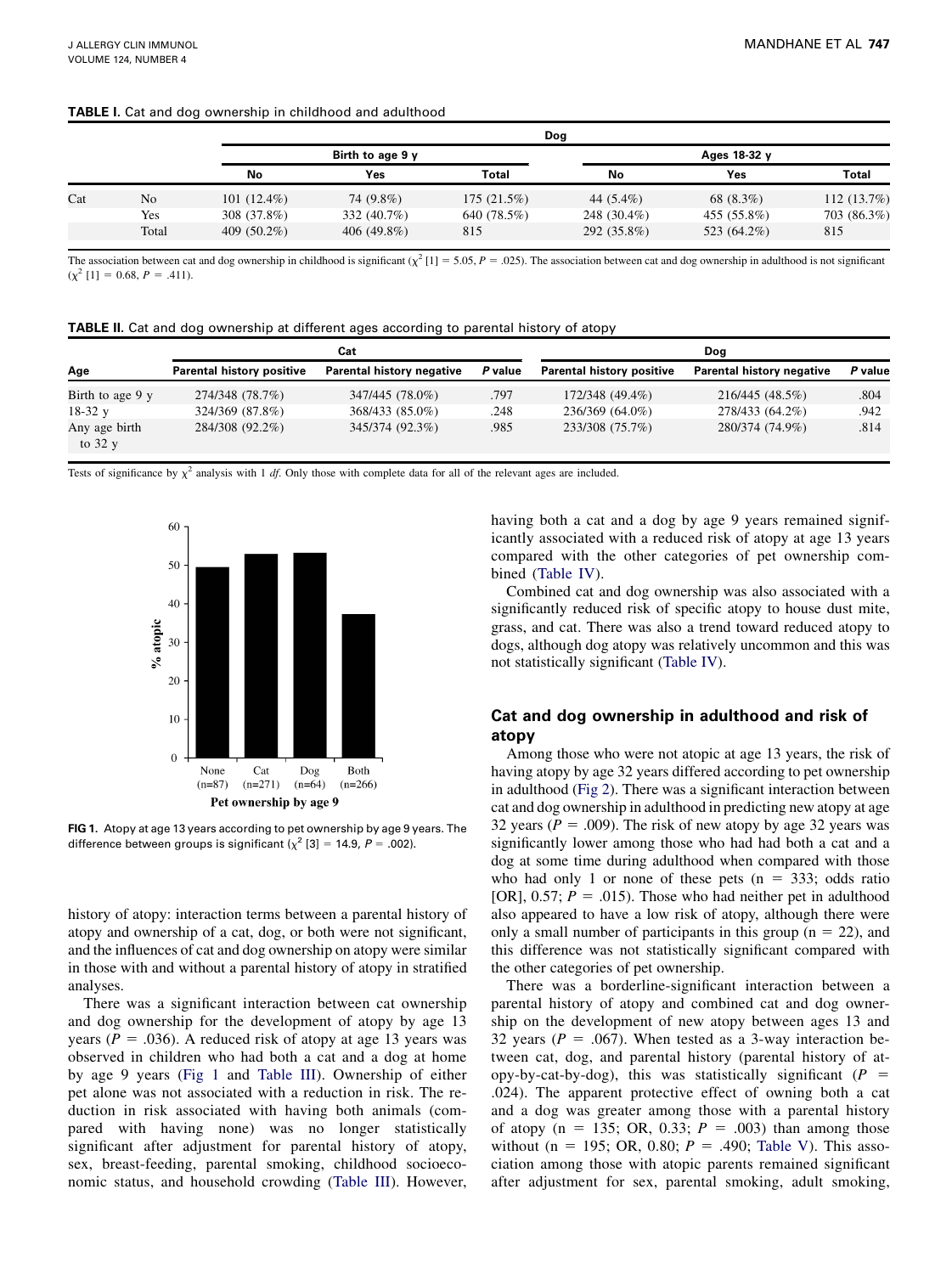**TABLE I.** Cat and dog ownership in childhood and adulthood

| | | Dog | | | | | |
|---|---|---|---|---|---|---|---|
| | | Birth to age 9 y | | | Ages 18-32 y | | |
| | | No | Yes | Total | No | Yes | Total |
| Cat | No | 101 (12.4%) | 74 (9.8%) | 175 (21.5%) | 44 (5.4%) | 68 (8.3%) | 112 (13.7%) |
| | Yes | 308 (37.8%) | 332 (40.7%) | 640 (78.5%) | 248 (30.4%) | 455 (55.8%) | 703 (86.3%) |
| | Total | 409 (50.2%) | 406 (49.8%) | 815 | 292 (35.8%) | 523 (64.2%) | 815 |

The association between cat and dog ownership in childhood is significant ($\chi^2$ [1] = 5.05, $P$ = .025). The association between cat and dog ownership in adulthood is not significant ($\chi^2$ [1] = 0.68, $P$ = .411).

**TABLE II.** Cat and dog ownership at different ages according to parental history of atopy

| | Cat | | | Dog | | |
|---|---|---|---|---|---|---|
| Age | Parental history positive | Parental history negative | *P* value | Parental history positive | Parental history negative | *P* value |
| Birth to age 9 y | 274/348 (78.7%) | 347/445 (78.0%) | .797 | 172/348 (49.4%) | 216/445 (48.5%) | .804 |
| 18-32 y | 324/369 (87.8%) | 368/433 (85.0%) | .248 | 236/369 (64.0%) | 278/433 (64.2%) | .942 |
| Any age birth to 32 y | 284/308 (92.2%) | 345/374 (92.3%) | .985 | 233/308 (75.7%) | 280/374 (74.9%) | .814 |

Tests of significance by $\chi^2$ analysis with 1 *df*. Only those with complete data for all of the relevant ages are included.

**FIG 1.** Atopy at age 13 years according to pet ownership by age 9 years. The difference between groups is significant ($\chi^2$ [3] = 14.9, $P$ = .002).

history of atopy: interaction terms between a parental history of atopy and ownership of a cat, dog, or both were not significant, and the influences of cat and dog ownership on atopy were similar in those with and without a parental history of atopy in stratified analyses.

There was a significant interaction between cat ownership and dog ownership for the development of atopy by age 13 years ($P$ = .036). A reduced risk of atopy at age 13 years was observed in children who had both a cat and a dog at home by age 9 years (Fig 1 and Table III). Ownership of either pet alone was not associated with a reduction in risk. The reduction in risk associated with having both animals (compared with having none) was no longer statistically significant after adjustment for parental history of atopy, sex, breast-feeding, parental smoking, childhood socioeconomic status, and household crowding (Table III). However, having both a cat and a dog by age 9 years remained significantly associated with a reduced risk of atopy at age 13 years compared with the other categories of pet ownership combined (Table IV).

Combined cat and dog ownership was also associated with a significantly reduced risk of specific atopy to house dust mite, grass, and cat. There was also a trend toward reduced atopy to dogs, although dog atopy was relatively uncommon and this was not statistically significant (Table IV).

## Cat and dog ownership in adulthood and risk of atopy

Among those who were not atopic at age 13 years, the risk of having atopy by age 32 years differed according to pet ownership in adulthood (Fig 2). There was a significant interaction between cat and dog ownership in adulthood in predicting new atopy at age 32 years ($P$ = .009). The risk of new atopy by age 32 years was significantly lower among those who had had both a cat and a dog at some time during adulthood when compared with those who had only 1 or none of these pets (n = 333; odds ratio [OR], 0.57; $P$ = .015). Those who had neither pet in adulthood also appeared to have a low risk of atopy, although there were only a small number of participants in this group (n = 22), and this difference was not statistically significant compared with the other categories of pet ownership.

There was a borderline-significant interaction between a parental history of atopy and combined cat and dog ownership on the development of new atopy between ages 13 and 32 years ($P$ = .067). When tested as a 3-way interaction between cat, dog, and parental history (parental history of atopy-by-cat-by-dog), this was statistically significant ($P$ = .024). The apparent protective effect of owning both a cat and a dog was greater among those with a parental history of atopy (n = 135; OR, 0.33; $P$ = .003) than among those without (n = 195; OR, 0.80; $P$ = .490; Table V). This association among those with atopic parents remained significant after adjustment for sex, parental smoking, adult smoking,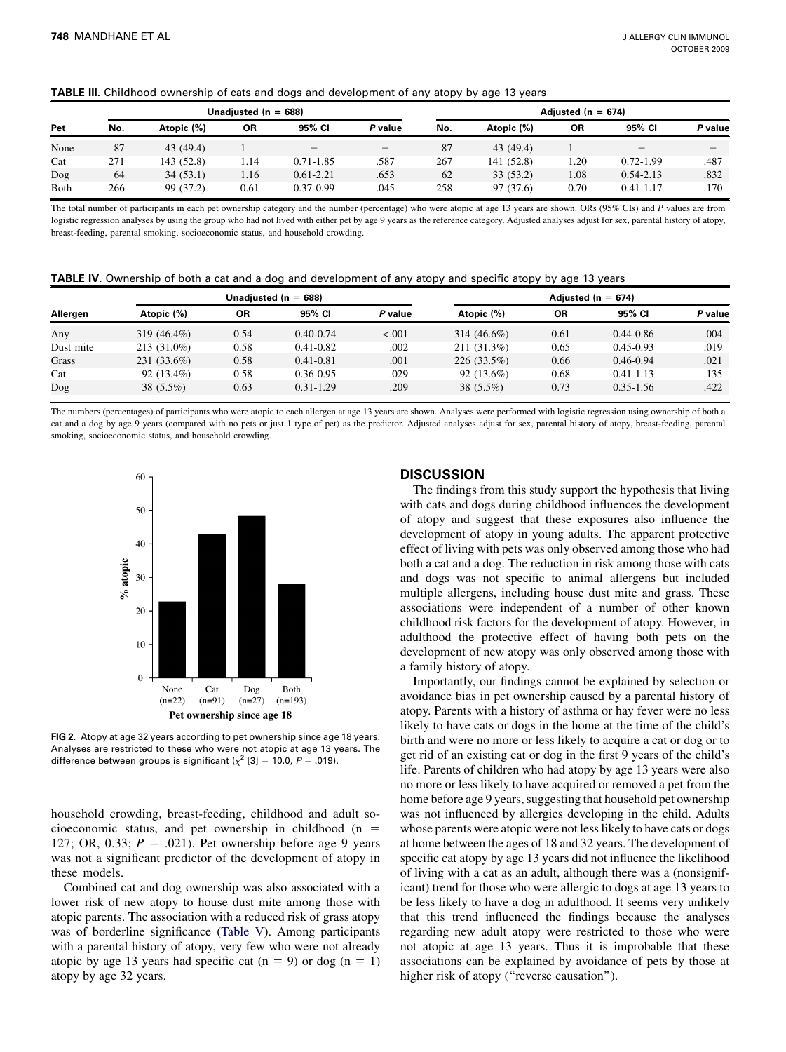**TABLE III.** Childhood ownership of cats and dogs and development of any atopy by age 13 years

| | Unadjusted (n = 688) | | | | | Adjusted (n = 674) | | | | |
|---|---|---|---|---|---|---|---|---|---|---|
| Pet | No. | Atopic (%) | OR | 95% CI | *P* value | No. | Atopic (%) | OR | 95% CI | *P* value |
| None | 87 | 43 (49.4) | 1 | – | – | 87 | 43 (49.4) | 1 | – | – |
| Cat | 271 | 143 (52.8) | 1.14 | 0.71-1.85 | .587 | 267 | 141 (52.8) | 1.20 | 0.72-1.99 | .487 |
| Dog | 64 | 34 (53.1) | 1.16 | 0.61-2.21 | .653 | 62 | 33 (53.2) | 1.08 | 0.54-2.13 | .832 |
| Both | 266 | 99 (37.2) | 0.61 | 0.37-0.99 | .045 | 258 | 97 (37.6) | 0.70 | 0.41-1.17 | .170 |

The total number of participants in each pet ownership category and the number (percentage) who were atopic at age 13 years are shown. ORs (95% CIs) and *P* values are from logistic regression analyses by using the group who had not lived with either pet by age 9 years as the reference category. Adjusted analyses adjust for sex, parental history of atopy, breast-feeding, parental smoking, socioeconomic status, and household crowding.

**TABLE IV.** Ownership of both a cat and a dog and development of any atopy and specific atopy by age 13 years

| | Unadjusted (n = 688) | | | | Adjusted (n = 674) | | | |
|---|---|---|---|---|---|---|---|---|
| Allergen | Atopic (%) | OR | 95% CI | *P* value | Atopic (%) | OR | 95% CI | *P* value |
| Any | 319 (46.4%) | 0.54 | 0.40-0.74 | <.001 | 314 (46.6%) | 0.61 | 0.44-0.86 | .004 |
| Dust mite | 213 (31.0%) | 0.58 | 0.41-0.82 | .002 | 211 (31.3%) | 0.65 | 0.45-0.93 | .019 |
| Grass | 231 (33.6%) | 0.58 | 0.41-0.81 | .001 | 226 (33.5%) | 0.66 | 0.46-0.94 | .021 |
| Cat | 92 (13.4%) | 0.58 | 0.36-0.95 | .029 | 92 (13.6%) | 0.68 | 0.41-1.13 | .135 |
| Dog | 38 (5.5%) | 0.63 | 0.31-1.29 | .209 | 38 (5.5%) | 0.73 | 0.35-1.56 | .422 |

The numbers (percentages) of participants who were atopic to each allergen at age 13 years are shown. Analyses were performed with logistic regression using ownership of both a cat and a dog by age 9 years (compared with no pets or just 1 type of pet) as the predictor. Adjusted analyses adjust for sex, parental history of atopy, breast-feeding, parental smoking, socioeconomic status, and household crowding.

**FIG 2.** Atopy at age 32 years according to pet ownership since age 18 years. Analyses are restricted to these who were not atopic at age 13 years. The difference between groups is significant ($\chi^2$ [3] = 10.0, *P* = .019).

household crowding, breast-feeding, childhood and adult socioeconomic status, and pet ownership in childhood (n = 127; OR, 0.33; *P* = .021). Pet ownership before age 9 years was not a significant predictor of the development of atopy in these models.

Combined cat and dog ownership was also associated with a lower risk of new atopy to house dust mite among those with atopic parents. The association with a reduced risk of grass atopy was of borderline significance (Table V). Among participants with a parental history of atopy, very few who were not already atopic by age 13 years had specific cat (n = 9) or dog (n = 1) atopy by age 32 years.

## DISCUSSION

The findings from this study support the hypothesis that living with cats and dogs during childhood influences the development of atopy and suggest that these exposures also influence the development of atopy in young adults. The apparent protective effect of living with pets was only observed among those who had both a cat and a dog. The reduction in risk among those with cats and dogs was not specific to animal allergens but included multiple allergens, including house dust mite and grass. These associations were independent of a number of other known childhood risk factors for the development of atopy. However, in adulthood the protective effect of having both pets on the development of new atopy was only observed among those with a family history of atopy.

Importantly, our findings cannot be explained by selection or avoidance bias in pet ownership caused by a parental history of atopy. Parents with a history of asthma or hay fever were no less likely to have cats or dogs in the home at the time of the child's birth and were no more or less likely to acquire a cat or dog or to get rid of an existing cat or dog in the first 9 years of the child's life. Parents of children who had atopy by age 13 years were also no more or less likely to have acquired or removed a pet from the home before age 9 years, suggesting that household pet ownership was not influenced by allergies developing in the child. Adults whose parents were atopic were not less likely to have cats or dogs at home between the ages of 18 and 32 years. The development of specific cat atopy by age 13 years did not influence the likelihood of living with a cat as an adult, although there was a (nonsignificant) trend for those who were allergic to dogs at age 13 years to be less likely to have a dog in adulthood. It seems very unlikely that this trend influenced the findings because the analyses regarding new adult atopy were restricted to those who were not atopic at age 13 years. Thus it is improbable that these associations can be explained by avoidance of pets by those at higher risk of atopy ("reverse causation").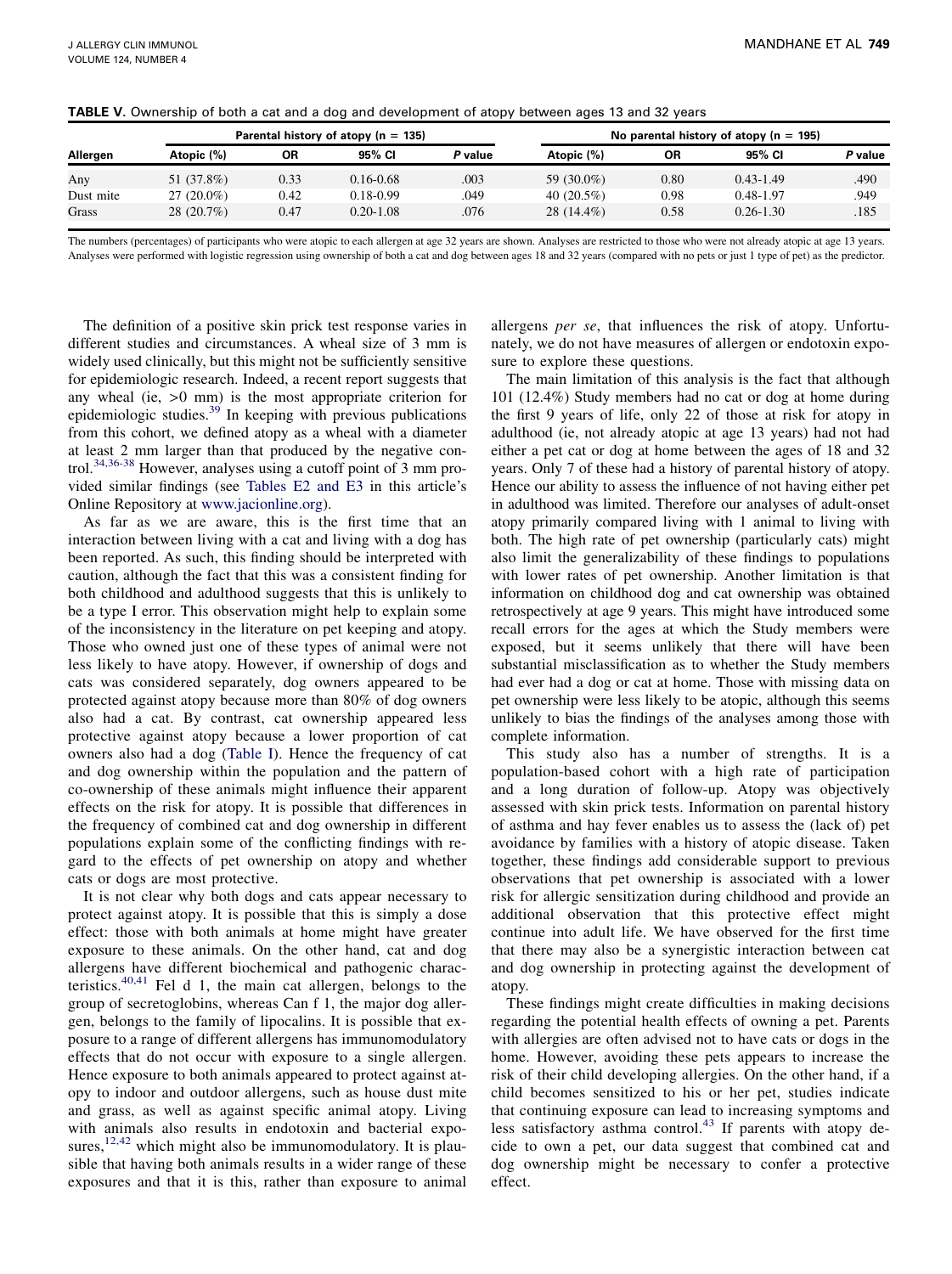**TABLE V.** Ownership of both a cat and a dog and development of atopy between ages 13 and 32 years

| Allergen | Parental history of atopy (n = 135) | | | | No parental history of atopy (n = 195) | | | |
|---|---|---|---|---|---|---|---|---|
| | Atopic (%) | OR | 95% CI | *P* value | Atopic (%) | OR | 95% CI | *P* value |
| Any | 51 (37.8%) | 0.33 | 0.16-0.68 | .003 | 59 (30.0%) | 0.80 | 0.43-1.49 | .490 |
| Dust mite | 27 (20.0%) | 0.42 | 0.18-0.99 | .049 | 40 (20.5%) | 0.98 | 0.48-1.97 | .949 |
| Grass | 28 (20.7%) | 0.47 | 0.20-1.08 | .076 | 28 (14.4%) | 0.58 | 0.26-1.30 | .185 |

The numbers (percentages) of participants who were atopic to each allergen at age 32 years are shown. Analyses are restricted to those who were not already atopic at age 13 years. Analyses were performed with logistic regression using ownership of both a cat and dog between ages 18 and 32 years (compared with no pets or just 1 type of pet) as the predictor.

The definition of a positive skin prick test response varies in different studies and circumstances. A wheal size of 3 mm is widely used clinically, but this might not be sufficiently sensitive for epidemiologic research. Indeed, a recent report suggests that any wheal (ie, >0 mm) is the most appropriate criterion for epidemiologic studies.[39] In keeping with previous publications from this cohort, we defined atopy as a wheal with a diameter at least 2 mm larger than that produced by the negative control.[34,36-38] However, analyses using a cutoff point of 3 mm provided similar findings (see Tables E2 and E3 in this article's Online Repository at www.jacionline.org).

As far as we are aware, this is the first time that an interaction between living with a cat and living with a dog has been reported. As such, this finding should be interpreted with caution, although the fact that this was a consistent finding for both childhood and adulthood suggests that this is unlikely to be a type I error. This observation might help to explain some of the inconsistency in the literature on pet keeping and atopy. Those who owned just one of these types of animal were not less likely to have atopy. However, if ownership of dogs and cats was considered separately, dog owners appeared to be protected against atopy because more than 80% of dog owners also had a cat. By contrast, cat ownership appeared less protective against atopy because a lower proportion of cat owners also had a dog (Table I). Hence the frequency of cat and dog ownership within the population and the pattern of co-ownership of these animals might influence their apparent effects on the risk for atopy. It is possible that differences in the frequency of combined cat and dog ownership in different populations explain some of the conflicting findings with regard to the effects of pet ownership on atopy and whether cats or dogs are most protective.

It is not clear why both dogs and cats appear necessary to protect against atopy. It is possible that this is simply a dose effect: those with both animals at home might have greater exposure to these animals. On the other hand, cat and dog allergens have different biochemical and pathogenic characteristics.[40,41] Fel d 1, the main cat allergen, belongs to the group of secretoglobins, whereas Can f 1, the major dog allergen, belongs to the family of lipocalins. It is possible that exposure to a range of different allergens has immunomodulatory effects that do not occur with exposure to a single allergen. Hence exposure to both animals appeared to protect against atopy to indoor and outdoor allergens, such as house dust mite and grass, as well as against specific animal atopy. Living with animals also results in endotoxin and bacterial exposures,[12,42] which might also be immunomodulatory. It is plausible that having both animals results in a wider range of these exposures and that it is this, rather than exposure to animal allergens *per se*, that influences the risk of atopy. Unfortunately, we do not have measures of allergen or endotoxin exposure to explore these questions.

The main limitation of this analysis is the fact that although 101 (12.4%) Study members had no cat or dog at home during the first 9 years of life, only 22 of those at risk for atopy in adulthood (ie, not already atopic at age 13 years) had not had either a pet cat or dog at home between the ages of 18 and 32 years. Only 7 of these had a history of parental history of atopy. Hence our ability to assess the influence of not having either pet in adulthood was limited. Therefore our analyses of adult-onset atopy primarily compared living with 1 animal to living with both. The high rate of pet ownership (particularly cats) might also limit the generalizability of these findings to populations with lower rates of pet ownership. Another limitation is that information on childhood dog and cat ownership was obtained retrospectively at age 9 years. This might have introduced some recall errors for the ages at which the Study members were exposed, but it seems unlikely that there will have been substantial misclassification as to whether the Study members had ever had a dog or cat at home. Those with missing data on pet ownership were less likely to be atopic, although this seems unlikely to bias the findings of the analyses among those with complete information.

This study also has a number of strengths. It is a population-based cohort with a high rate of participation and a long duration of follow-up. Atopy was objectively assessed with skin prick tests. Information on parental history of asthma and hay fever enables us to assess the (lack of) pet avoidance by families with a history of atopic disease. Taken together, these findings add considerable support to previous observations that pet ownership is associated with a lower risk for allergic sensitization during childhood and provide an additional observation that this protective effect might continue into adult life. We have observed for the first time that there may also be a synergistic interaction between cat and dog ownership in protecting against the development of atopy.

These findings might create difficulties in making decisions regarding the potential health effects of owning a pet. Parents with allergies are often advised not to have cats or dogs in the home. However, avoiding these pets appears to increase the risk of their child developing allergies. On the other hand, if a child becomes sensitized to his or her pet, studies indicate that continuing exposure can lead to increasing symptoms and less satisfactory asthma control.[43] If parents with atopy decide to own a pet, our data suggest that combined cat and dog ownership might be necessary to confer a protective effect.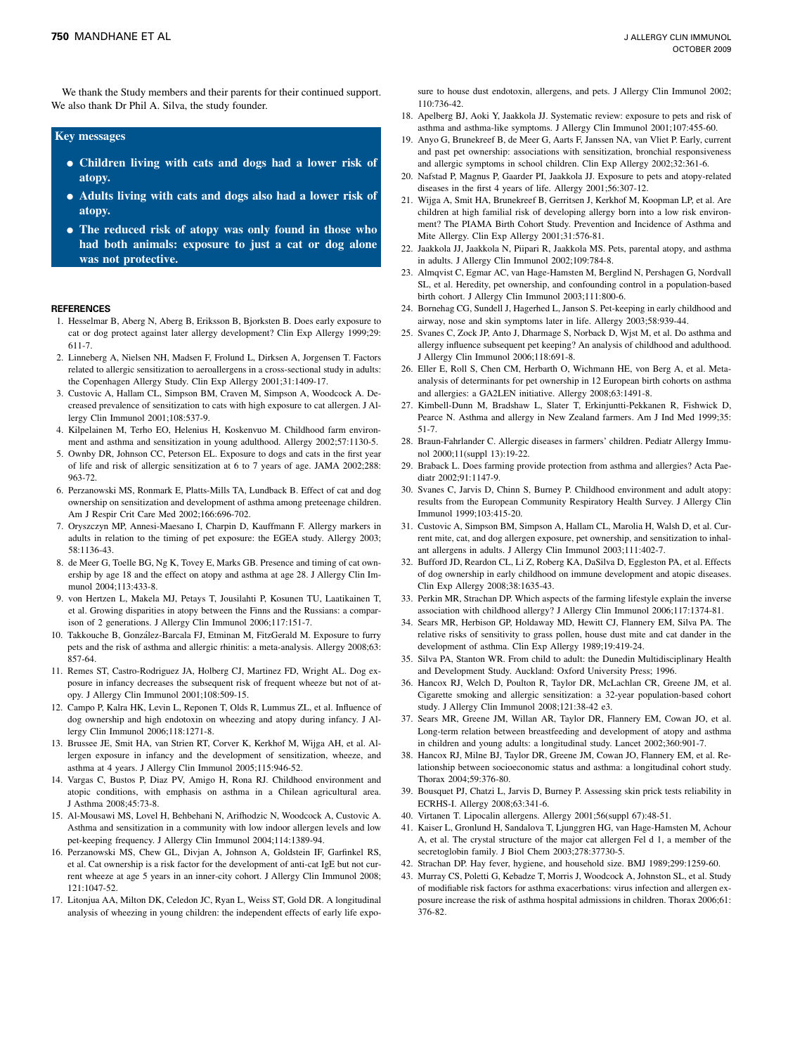We thank the Study members and their parents for their continued support. We also thank Dr Phil A. Silva, the study founder.

### Key messages

- **Children living with cats and dogs had a lower risk of atopy.**
- **Adults living with cats and dogs also had a lower risk of atopy.**
- **The reduced risk of atopy was only found in those who had both animals: exposure to just a cat or dog alone was not protective.**

## REFERENCES

1. Hesselmar B, Aberg N, Aberg B, Eriksson B, Bjorksten B. Does early exposure to cat or dog protect against later allergy development? Clin Exp Allergy 1999;29:611-7.
2. Linneberg A, Nielsen NH, Madsen F, Frolund L, Dirksen A, Jorgensen T. Factors related to allergic sensitization to aeroallergens in a cross-sectional study in adults: the Copenhagen Allergy Study. Clin Exp Allergy 2001;31:1409-17.
3. Custovic A, Hallam CL, Simpson BM, Craven M, Simpson A, Woodcock A. Decreased prevalence of sensitization to cats with high exposure to cat allergen. J Allergy Clin Immunol 2001;108:537-9.
4. Kilpelainen M, Terho EO, Helenius H, Koskenvuo M. Childhood farm environment and asthma and sensitization in young adulthood. Allergy 2002;57:1130-5.
5. Ownby DR, Johnson CC, Peterson EL. Exposure to dogs and cats in the first year of life and risk of allergic sensitization at 6 to 7 years of age. JAMA 2002;288:963-72.
6. Perzanowski MS, Ronmark E, Platts-Mills TA, Lundback B. Effect of cat and dog ownership on sensitization and development of asthma among preteenage children. Am J Respir Crit Care Med 2002;166:696-702.
7. Oryszczyn MP, Annesi-Maesano I, Charpin D, Kauffmann F. Allergy markers in adults in relation to the timing of pet exposure: the EGEA study. Allergy 2003;58:1136-43.
8. de Meer G, Toelle BG, Ng K, Tovey E, Marks GB. Presence and timing of cat ownership by age 18 and the effect on atopy and asthma at age 28. J Allergy Clin Immunol 2004;113:433-8.
9. von Hertzen L, Makela MJ, Petays T, Jousilahti P, Kosunen TU, Laatikainen T, et al. Growing disparities in atopy between the Finns and the Russians: a comparison of 2 generations. J Allergy Clin Immunol 2006;117:151-7.
10. Takkouche B, González-Barcala FJ, Etminan M, FitzGerald M. Exposure to furry pets and the risk of asthma and allergic rhinitis: a meta-analysis. Allergy 2008;63:857-64.
11. Remes ST, Castro-Rodriguez JA, Holberg CJ, Martinez FD, Wright AL. Dog exposure in infancy decreases the subsequent risk of frequent wheeze but not of atopy. J Allergy Clin Immunol 2001;108:509-15.
12. Campo P, Kalra HK, Levin L, Reponen T, Olds R, Lummus ZL, et al. Influence of dog ownership and high endotoxin on wheezing and atopy during infancy. J Allergy Clin Immunol 2006;118:1271-8.
13. Brussee JE, Smit HA, van Strien RT, Corver K, Kerkhof M, Wijga AH, et al. Allergen exposure in infancy and the development of sensitization, wheeze, and asthma at 4 years. J Allergy Clin Immunol 2005;115:946-52.
14. Vargas C, Bustos P, Diaz PV, Amigo H, Rona RJ. Childhood environment and atopic conditions, with emphasis on asthma in a Chilean agricultural area. J Asthma 2008;45:73-8.
15. Al-Mousawi MS, Lovel H, Behbehani N, Arifhodzic N, Woodcock A, Custovic A. Asthma and sensitization in a community with low indoor allergen levels and low pet-keeping frequency. J Allergy Clin Immunol 2004;114:1389-94.
16. Perzanowski MS, Chew GL, Divjan A, Johnson A, Goldstein IF, Garfinkel RS, et al. Cat ownership is a risk factor for the development of anti-cat IgE but not current wheeze at age 5 years in an inner-city cohort. J Allergy Clin Immunol 2008;121:1047-52.
17. Litonjua AA, Milton DK, Celedon JC, Ryan L, Weiss ST, Gold DR. A longitudinal analysis of wheezing in young children: the independent effects of early life exposure to house dust endotoxin, allergens, and pets. J Allergy Clin Immunol 2002;110:736-42.
18. Apelberg BJ, Aoki Y, Jaakkola JJ. Systematic review: exposure to pets and risk of asthma and asthma-like symptoms. J Allergy Clin Immunol 2001;107:455-60.
19. Anyo G, Brunekreef B, de Meer G, Aarts F, Janssen NA, van Vliet P. Early, current and past pet ownership: associations with sensitization, bronchial responsiveness and allergic symptoms in school children. Clin Exp Allergy 2002;32:361-6.
20. Nafstad P, Magnus P, Gaarder PI, Jaakkola JJ. Exposure to pets and atopy-related diseases in the first 4 years of life. Allergy 2001;56:307-12.
21. Wijga A, Smit HA, Brunekreef B, Gerritsen J, Kerkhof M, Koopman LP, et al. Are children at high familial risk of developing allergy born into a low risk environment? The PIAMA Birth Cohort Study. Prevention and Incidence of Asthma and Mite Allergy. Clin Exp Allergy 2001;31:576-81.
22. Jaakkola JJ, Jaakkola N, Piipari R, Jaakkola MS. Pets, parental atopy, and asthma in adults. J Allergy Clin Immunol 2002;109:784-8.
23. Almqvist C, Egmar AC, van Hage-Hamsten M, Berglind N, Pershagen G, Nordvall SL, et al. Heredity, pet ownership, and confounding control in a population-based birth cohort. J Allergy Clin Immunol 2003;111:800-6.
24. Bornehag CG, Sundell J, Hagerhed L, Janson S. Pet-keeping in early childhood and airway, nose and skin symptoms later in life. Allergy 2003;58:939-44.
25. Svanes C, Zock JP, Anto J, Dharmage S, Norback D, Wjst M, et al. Do asthma and allergy influence subsequent pet keeping? An analysis of childhood and adulthood. J Allergy Clin Immunol 2006;118:691-8.
26. Eller E, Roll S, Chen CM, Herbarth O, Wichmann HE, von Berg A, et al. Meta-analysis of determinants for pet ownership in 12 European birth cohorts on asthma and allergies: a GA2LEN initiative. Allergy 2008;63:1491-8.
27. Kimbell-Dunn M, Bradshaw L, Slater T, Erkinjuntti-Pekkanen R, Fishwick D, Pearce N. Asthma and allergy in New Zealand farmers. Am J Ind Med 1999;35:51-7.
28. Braun-Fahrlander C. Allergic diseases in farmers' children. Pediatr Allergy Immunol 2000;11(suppl 13):19-22.
29. Braback L. Does farming provide protection from asthma and allergies? Acta Paediatr 2002;91:1147-9.
30. Svanes C, Jarvis D, Chinn S, Burney P. Childhood environment and adult atopy: results from the European Community Respiratory Health Survey. J Allergy Clin Immunol 1999;103:415-20.
31. Custovic A, Simpson BM, Simpson A, Hallam CL, Marolia H, Walsh D, et al. Current mite, cat, and dog allergen exposure, pet ownership, and sensitization to inhalant allergens in adults. J Allergy Clin Immunol 2003;111:402-7.
32. Bufford JD, Reardon CL, Li Z, Roberg KA, DaSilva D, Eggleston PA, et al. Effects of dog ownership in early childhood on immune development and atopic diseases. Clin Exp Allergy 2008;38:1635-43.
33. Perkin MR, Strachan DP. Which aspects of the farming lifestyle explain the inverse association with childhood allergy? J Allergy Clin Immunol 2006;117:1374-81.
34. Sears MR, Herbison GP, Holdaway MD, Hewitt CJ, Flannery EM, Silva PA. The relative risks of sensitivity to grass pollen, house dust mite and cat dander in the development of asthma. Clin Exp Allergy 1989;19:419-24.
35. Silva PA, Stanton WR. From child to adult: the Dunedin Multidisciplinary Health and Development Study. Auckland: Oxford University Press; 1996.
36. Hancox RJ, Welch D, Poulton R, Taylor DR, McLachlan CR, Greene JM, et al. Cigarette smoking and allergic sensitization: a 32-year population-based cohort study. J Allergy Clin Immunol 2008;121:38-42 e3.
37. Sears MR, Greene JM, Willan AR, Taylor DR, Flannery EM, Cowan JO, et al. Long-term relation between breastfeeding and development of atopy and asthma in children and young adults: a longitudinal study. Lancet 2002;360:901-7.
38. Hancox RJ, Milne BJ, Taylor DR, Greene JM, Cowan JO, Flannery EM, et al. Relationship between socioeconomic status and asthma: a longitudinal cohort study. Thorax 2004;59:376-80.
39. Bousquet PJ, Chatzi L, Jarvis D, Burney P. Assessing skin prick tests reliability in ECRHS-I. Allergy 2008;63:341-6.
40. Virtanen T. Lipocalin allergens. Allergy 2001;56(suppl 67):48-51.
41. Kaiser L, Gronlund H, Sandalova T, Ljunggren HG, van Hage-Hamsten M, Achour A, et al. The crystal structure of the major cat allergen Fel d 1, a member of the secretoglobin family. J Biol Chem 2003;278:37730-5.
42. Strachan DP. Hay fever, hygiene, and household size. BMJ 1989;299:1259-60.
43. Murray CS, Poletti G, Kebadze T, Morris J, Woodcock A, Johnston SL, et al. Study of modifiable risk factors for asthma exacerbations: virus infection and allergen exposure increase the risk of asthma hospital admissions in children. Thorax 2006;61:376-82.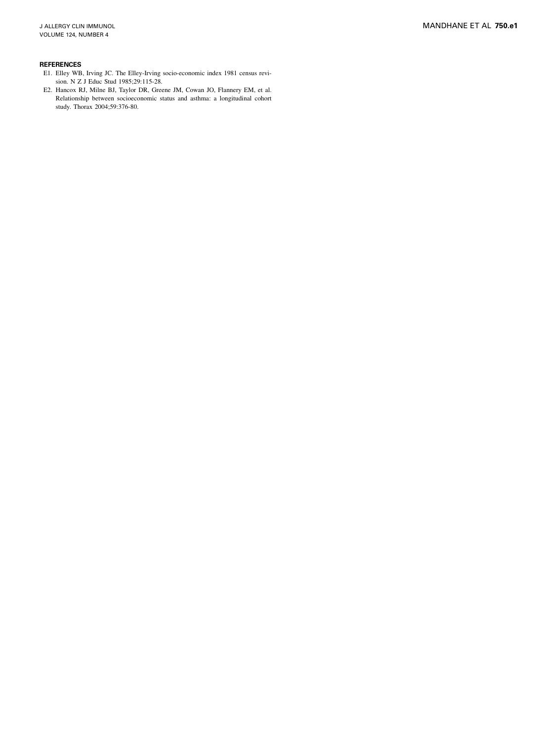### REFERENCES

E1. Elley WB, Irving JC. The Elley-Irving socio-economic index 1981 census revision. N Z J Educ Stud 1985;29:115-28.

E2. Hancox RJ, Milne BJ, Taylor DR, Greene JM, Cowan JO, Flannery EM, et al. Relationship between socioeconomic status and asthma: a longitudinal cohort study. Thorax 2004;59:376-80.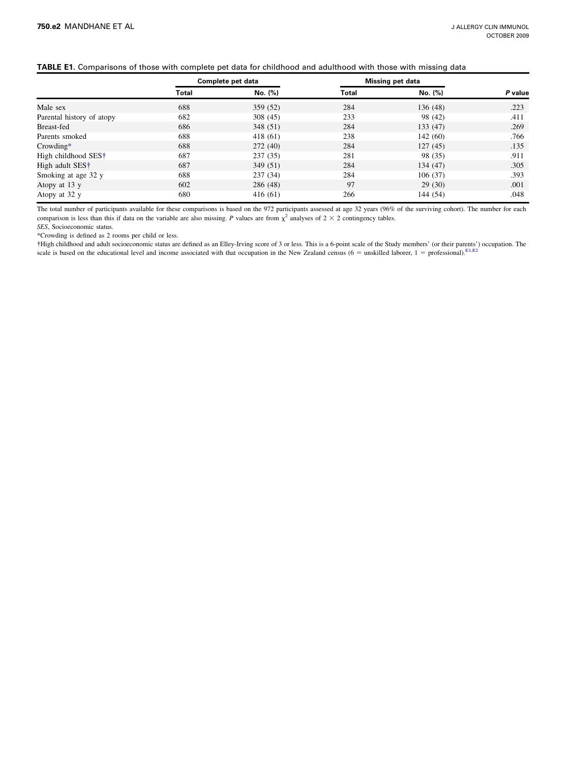**TABLE E1.** Comparisons of those with complete pet data for childhood and adulthood with those with missing data

| | Complete pet data | | Missing pet data | | |
|---|---|---|---|---|---|
| | Total | No. (%) | Total | No. (%) | *P* value |
| Male sex | 688 | 359 (52) | 284 | 136 (48) | .223 |
| Parental history of atopy | 682 | 308 (45) | 233 | 98 (42) | .411 |
| Breast-fed | 686 | 348 (51) | 284 | 133 (47) | .269 |
| Parents smoked | 688 | 418 (61) | 238 | 142 (60) | .766 |
| Crowding* | 688 | 272 (40) | 284 | 127 (45) | .135 |
| High childhood SES† | 687 | 237 (35) | 281 | 98 (35) | .911 |
| High adult SES† | 687 | 349 (51) | 284 | 134 (47) | .305 |
| Smoking at age 32 y | 688 | 237 (34) | 284 | 106 (37) | .393 |
| Atopy at 13 y | 602 | 286 (48) | 97 | 29 (30) | .001 |
| Atopy at 32 y | 680 | 416 (61) | 266 | 144 (54) | .048 |

The total number of participants available for these comparisons is based on the 972 participants assessed at age 32 years (96% of the surviving cohort). The number for each comparison is less than this if data on the variable are also missing. *P* values are from $\chi^2$ analyses of $2 \times 2$ contingency tables.

*SES*, Socioeconomic status.

*Crowding is defined as 2 rooms per child or less.

†High childhood and adult socioeconomic status are defined as an Elley-Irving score of 3 or less. This is a 6-point scale of the Study members' (or their parents') occupation. The scale is based on the educational level and income associated with that occupation in the New Zealand census (6 = unskilled laborer, 1 = professional).[E1,E2]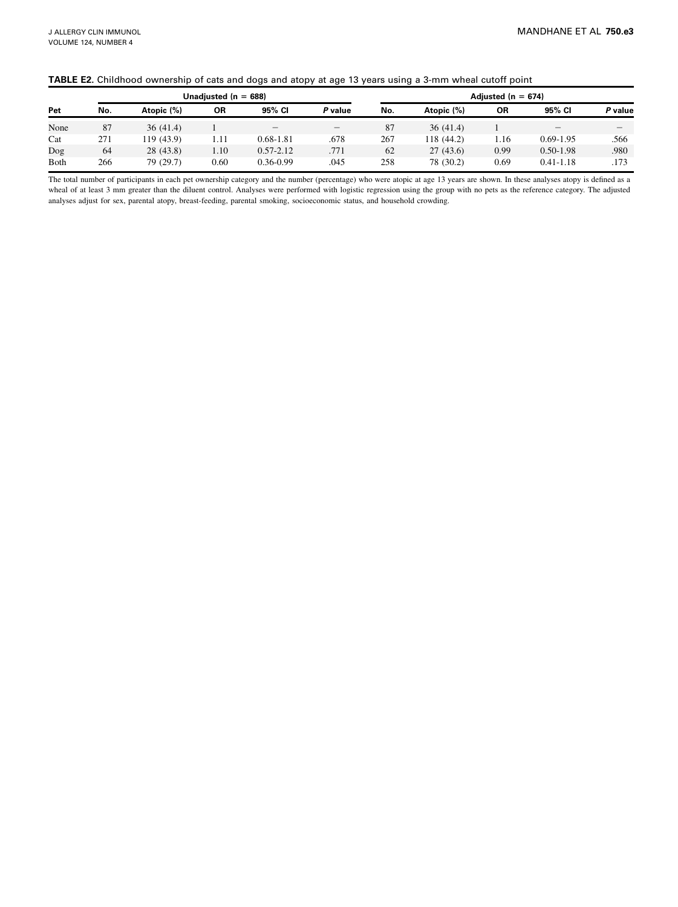**TABLE E2.** Childhood ownership of cats and dogs and atopy at age 13 years using a 3-mm wheal cutoff point

| | Unadjusted (n = 688) | | | | | Adjusted (n = 674) | | | | |
|---|---|---|---|---|---|---|---|---|---|---|
| Pet | No. | Atopic (%) | OR | 95% CI | *P* value | No. | Atopic (%) | OR | 95% CI | *P* value |
| None | 87 | 36 (41.4) | 1 | – | – | 87 | 36 (41.4) | 1 | – | – |
| Cat | 271 | 119 (43.9) | 1.11 | 0.68-1.81 | .678 | 267 | 118 (44.2) | 1.16 | 0.69-1.95 | .566 |
| Dog | 64 | 28 (43.8) | 1.10 | 0.57-2.12 | .771 | 62 | 27 (43.6) | 0.99 | 0.50-1.98 | .980 |
| Both | 266 | 79 (29.7) | 0.60 | 0.36-0.99 | .045 | 258 | 78 (30.2) | 0.69 | 0.41-1.18 | .173 |

The total number of participants in each pet ownership category and the number (percentage) who were atopic at age 13 years are shown. In these analyses atopy is defined as a wheal of at least 3 mm greater than the diluent control. Analyses were performed with logistic regression using the group with no pets as the reference category. The adjusted analyses adjust for sex, parental atopy, breast-feeding, parental smoking, socioeconomic status, and household crowding.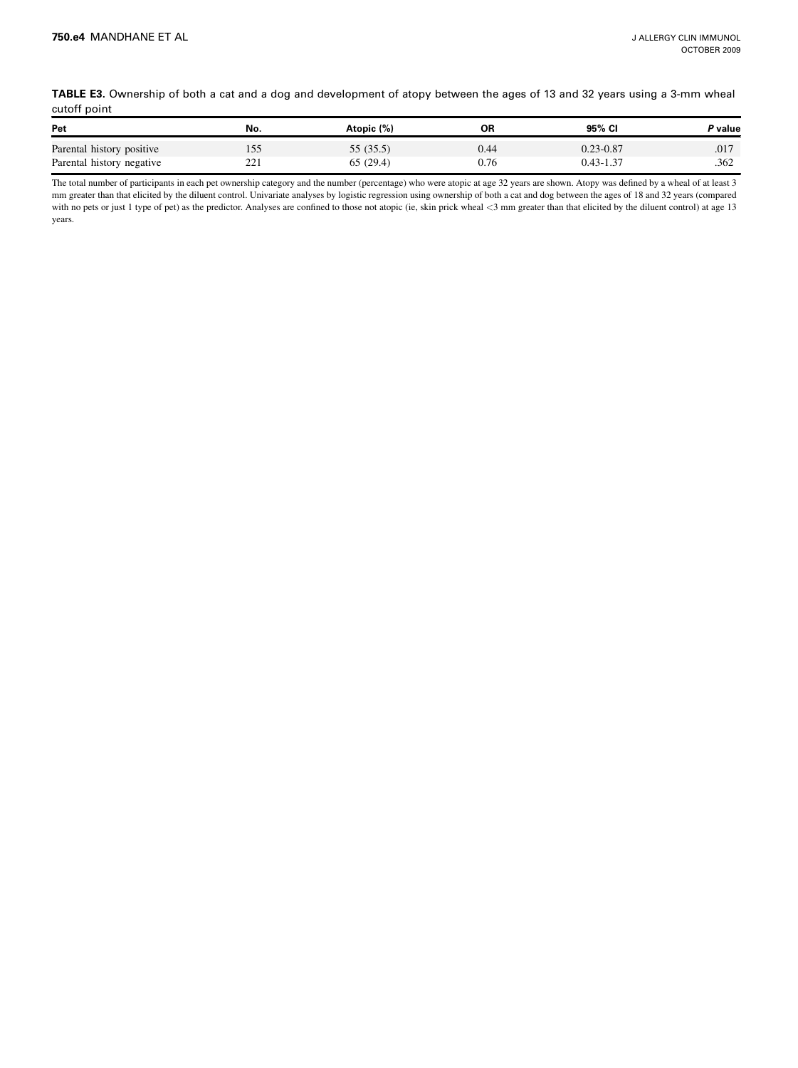**TABLE E3.** Ownership of both a cat and a dog and development of atopy between the ages of 13 and 32 years using a 3-mm wheal cutoff point

| Pet | No. | Atopic (%) | OR | 95% CI | *P* value |
|---|---|---|---|---|---|
| Parental history positive | 155 | 55 (35.5) | 0.44 | 0.23-0.87 | .017 |
| Parental history negative | 221 | 65 (29.4) | 0.76 | 0.43-1.37 | .362 |

The total number of participants in each pet ownership category and the number (percentage) who were atopic at age 32 years are shown. Atopy was defined by a wheal of at least 3 mm greater than that elicited by the diluent control. Univariate analyses by logistic regression using ownership of both a cat and dog between the ages of 18 and 32 years (compared with no pets or just 1 type of pet) as the predictor. Analyses are confined to those not atopic (ie, skin prick wheal <3 mm greater than that elicited by the diluent control) at age 13 years.